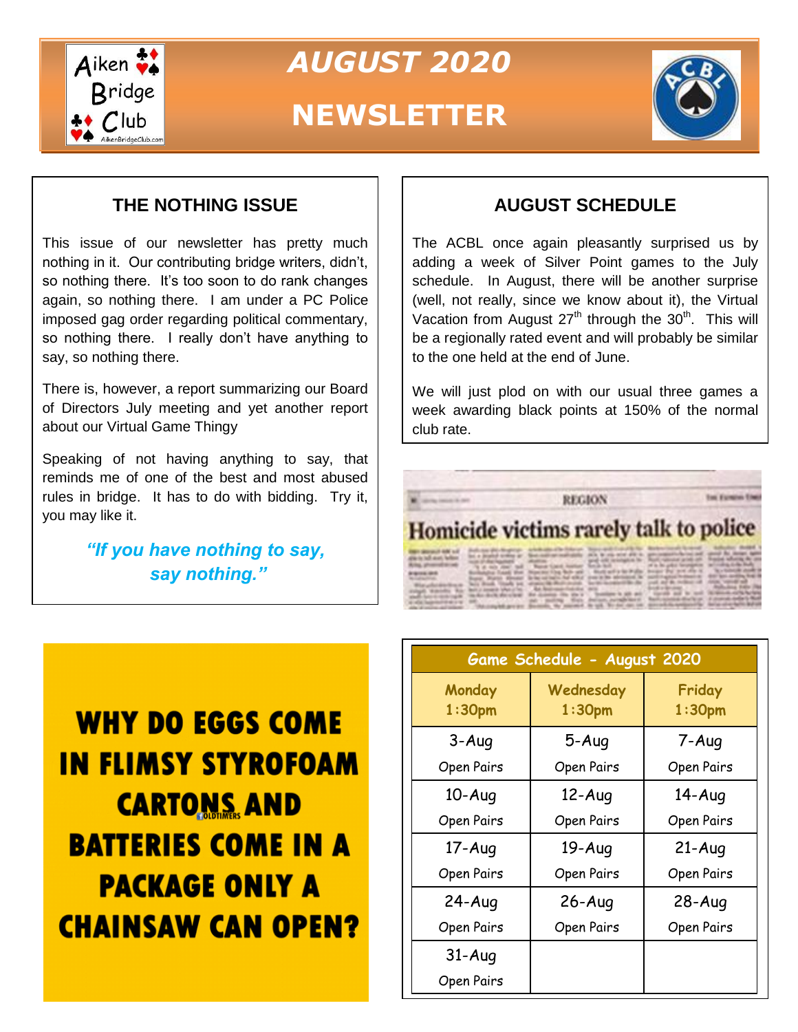# AUGUST 2020

# NEWSLETTER

## THE NOTHING ISSUE

This issue of our newsletter has pretty much nothing in it. Our contributing bridge writers, didn't, so nothing there. It's too soon to do rank changes again, so nothing there. I am under a PC Police imposed gag order regarding political commentary, so nothing there. I really don't have anything to say, so nothing there.

There is, however, a report summarizing our Board of Directors July meeting and yet another report about our Virtual Game Thingy

Speaking of not having anything to say, that reminds me of one of the best and most abused rules in bridge. It has to do with bidding. Try it, you may like it.

***"If you have nothing to say, say nothing."***

## AUGUST SCHEDULE

The ACBL once again pleasantly surprised us by adding a week of Silver Point games to the July schedule. In August, there will be another surprise (well, not really, since we know about it), the Virtual Vacation from August 27th through the 30th. This will be a regionally rated event and will probably be similar to the one held at the end of June.

We will just plod on with our usual three games a week awarding black points at 150% of the normal club rate.

REGION

**Homicide victims rarely talk to police**

**WHY DO EGGS COME IN FLIMSY STYROFOAM CARTONS AND BATTERIES COME IN A PACKAGE ONLY A CHAINSAW CAN OPEN?**

| Game Schedule - August 2020 | | |
|---|---|---|
| Monday 1:30pm | Wednesday 1:30pm | Friday 1:30pm |
| 3-Aug Open Pairs | 5-Aug Open Pairs | 7-Aug Open Pairs |
| 10-Aug Open Pairs | 12-Aug Open Pairs | 14-Aug Open Pairs |
| 17-Aug Open Pairs | 19-Aug Open Pairs | 21-Aug Open Pairs |
| 24-Aug Open Pairs | 26-Aug Open Pairs | 28-Aug Open Pairs |
| 31-Aug Open Pairs | | |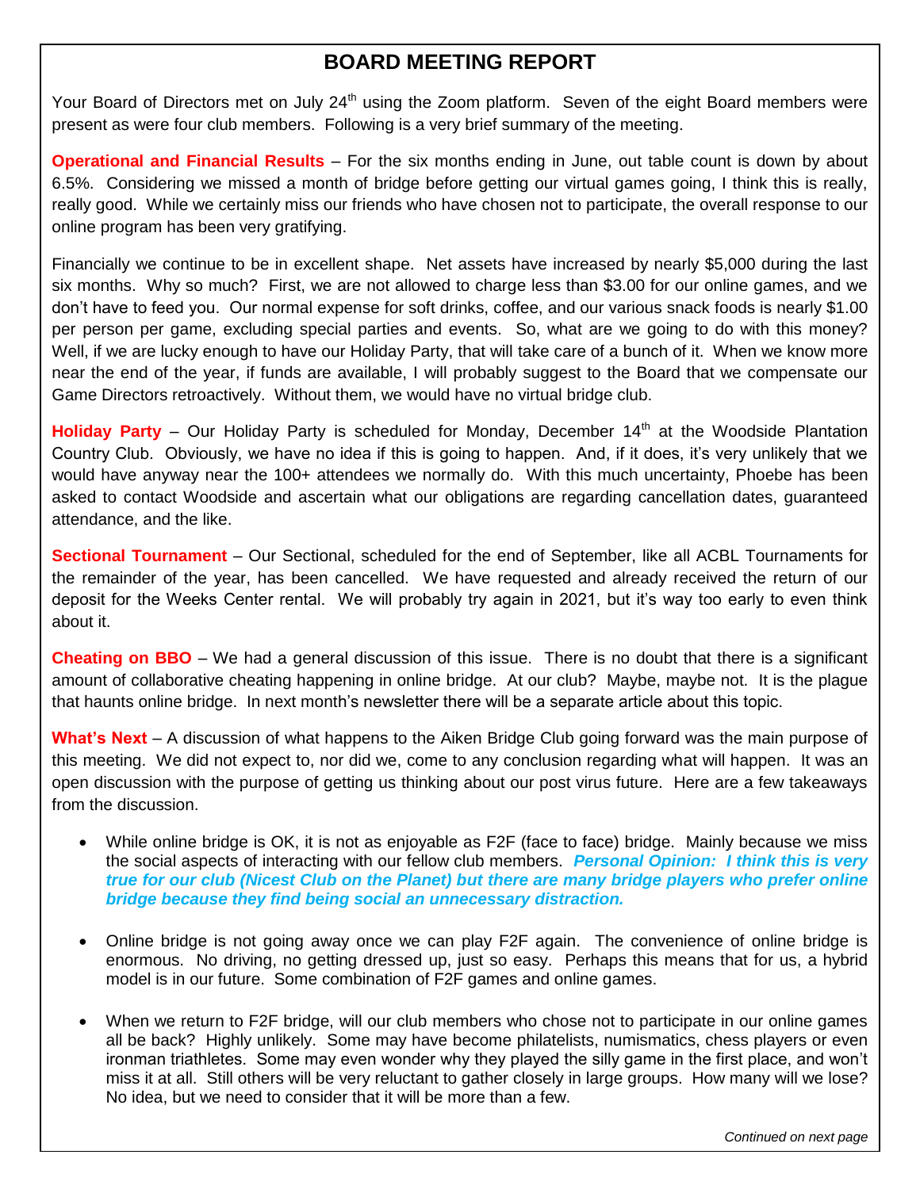# BOARD MEETING REPORT

Your Board of Directors met on July 24th using the Zoom platform. Seven of the eight Board members were present as were four club members. Following is a very brief summary of the meeting.

**Operational and Financial Results** – For the six months ending in June, out table count is down by about 6.5%. Considering we missed a month of bridge before getting our virtual games going, I think this is really, really good. While we certainly miss our friends who have chosen not to participate, the overall response to our online program has been very gratifying.

Financially we continue to be in excellent shape. Net assets have increased by nearly $5,000 during the last six months. Why so much? First, we are not allowed to charge less than $3.00 for our online games, and we don't have to feed you. Our normal expense for soft drinks, coffee, and our various snack foods is nearly $1.00 per person per game, excluding special parties and events. So, what are we going to do with this money? Well, if we are lucky enough to have our Holiday Party, that will take care of a bunch of it. When we know more near the end of the year, if funds are available, I will probably suggest to the Board that we compensate our Game Directors retroactively. Without them, we would have no virtual bridge club.

**Holiday Party** – Our Holiday Party is scheduled for Monday, December 14th at the Woodside Plantation Country Club. Obviously, we have no idea if this is going to happen. And, if it does, it's very unlikely that we would have anyway near the 100+ attendees we normally do. With this much uncertainty, Phoebe has been asked to contact Woodside and ascertain what our obligations are regarding cancellation dates, guaranteed attendance, and the like.

**Sectional Tournament** – Our Sectional, scheduled for the end of September, like all ACBL Tournaments for the remainder of the year, has been cancelled. We have requested and already received the return of our deposit for the Weeks Center rental. We will probably try again in 2021, but it's way too early to even think about it.

**Cheating on BBO** – We had a general discussion of this issue. There is no doubt that there is a significant amount of collaborative cheating happening in online bridge. At our club? Maybe, maybe not. It is the plague that haunts online bridge. In next month's newsletter there will be a separate article about this topic.

**What's Next** – A discussion of what happens to the Aiken Bridge Club going forward was the main purpose of this meeting. We did not expect to, nor did we, come to any conclusion regarding what will happen. It was an open discussion with the purpose of getting us thinking about our post virus future. Here are a few takeaways from the discussion.

- While online bridge is OK, it is not as enjoyable as F2F (face to face) bridge. Mainly because we miss the social aspects of interacting with our fellow club members. ***Personal Opinion: I think this is very true for our club (Nicest Club on the Planet) but there are many bridge players who prefer online bridge because they find being social an unnecessary distraction.***

- Online bridge is not going away once we can play F2F again. The convenience of online bridge is enormous. No driving, no getting dressed up, just so easy. Perhaps this means that for us, a hybrid model is in our future. Some combination of F2F games and online games.

- When we return to F2F bridge, will our club members who chose not to participate in our online games all be back? Highly unlikely. Some may have become philatelists, numismatics, chess players or even ironman triathletes. Some may even wonder why they played the silly game in the first place, and won't miss it at all. Still others will be very reluctant to gather closely in large groups. How many will we lose? No idea, but we need to consider that it will be more than a few.

*Continued on next page*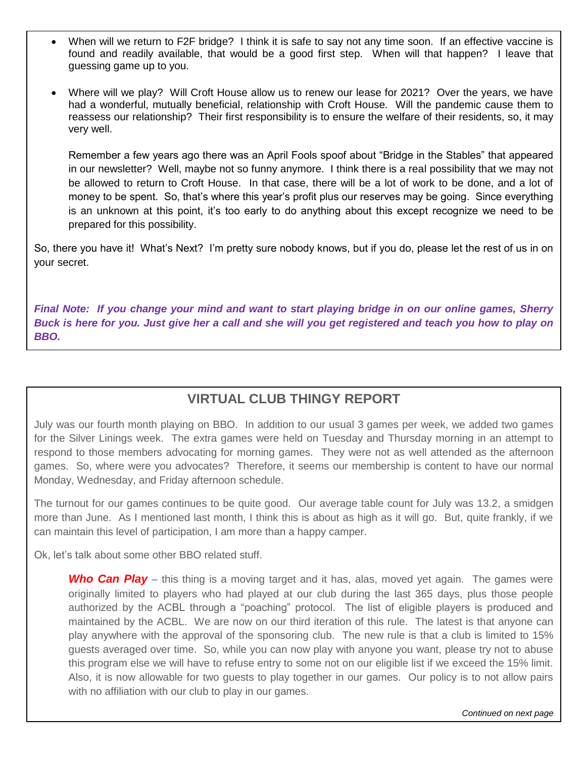- When will we return to F2F bridge? I think it is safe to say not any time soon. If an effective vaccine is found and readily available, that would be a good first step. When will that happen? I leave that guessing game up to you.

- Where will we play? Will Croft House allow us to renew our lease for 2021? Over the years, we have had a wonderful, mutually beneficial, relationship with Croft House. Will the pandemic cause them to reassess our relationship? Their first responsibility is to ensure the welfare of their residents, so, it may very well.

  Remember a few years ago there was an April Fools spoof about "Bridge in the Stables" that appeared in our newsletter? Well, maybe not so funny anymore. I think there is a real possibility that we may not be allowed to return to Croft House. In that case, there will be a lot of work to be done, and a lot of money to be spent. So, that's where this year's profit plus our reserves may be going. Since everything is an unknown at this point, it's too early to do anything about this except recognize we need to be prepared for this possibility.

So, there you have it! What's Next? I'm pretty sure nobody knows, but if you do, please let the rest of us in on your secret.

***Final Note: If you change your mind and want to start playing bridge in on our online games, Sherry Buck is here for you. Just give her a call and she will you get registered and teach you how to play on BBO.***

## VIRTUAL CLUB THINGY REPORT

July was our fourth month playing on BBO. In addition to our usual 3 games per week, we added two games for the Silver Linings week. The extra games were held on Tuesday and Thursday morning in an attempt to respond to those members advocating for morning games. They were not as well attended as the afternoon games. So, where were you advocates? Therefore, it seems our membership is content to have our normal Monday, Wednesday, and Friday afternoon schedule.

The turnout for our games continues to be quite good. Our average table count for July was 13.2, a smidgen more than June. As I mentioned last month, I think this is about as high as it will go. But, quite frankly, if we can maintain this level of participation, I am more than a happy camper.

Ok, let's talk about some other BBO related stuff.

> ***Who Can Play*** – this thing is a moving target and it has, alas, moved yet again. The games were originally limited to players who had played at our club during the last 365 days, plus those people authorized by the ACBL through a "poaching" protocol. The list of eligible players is produced and maintained by the ACBL. We are now on our third iteration of this rule. The latest is that anyone can play anywhere with the approval of the sponsoring club. The new rule is that a club is limited to 15% guests averaged over time. So, while you can now play with anyone you want, please try not to abuse this program else we will have to refuse entry to some not on our eligible list if we exceed the 15% limit. Also, it is now allowable for two guests to play together in our games. Our policy is to not allow pairs with no affiliation with our club to play in our games.

*Continued on next page*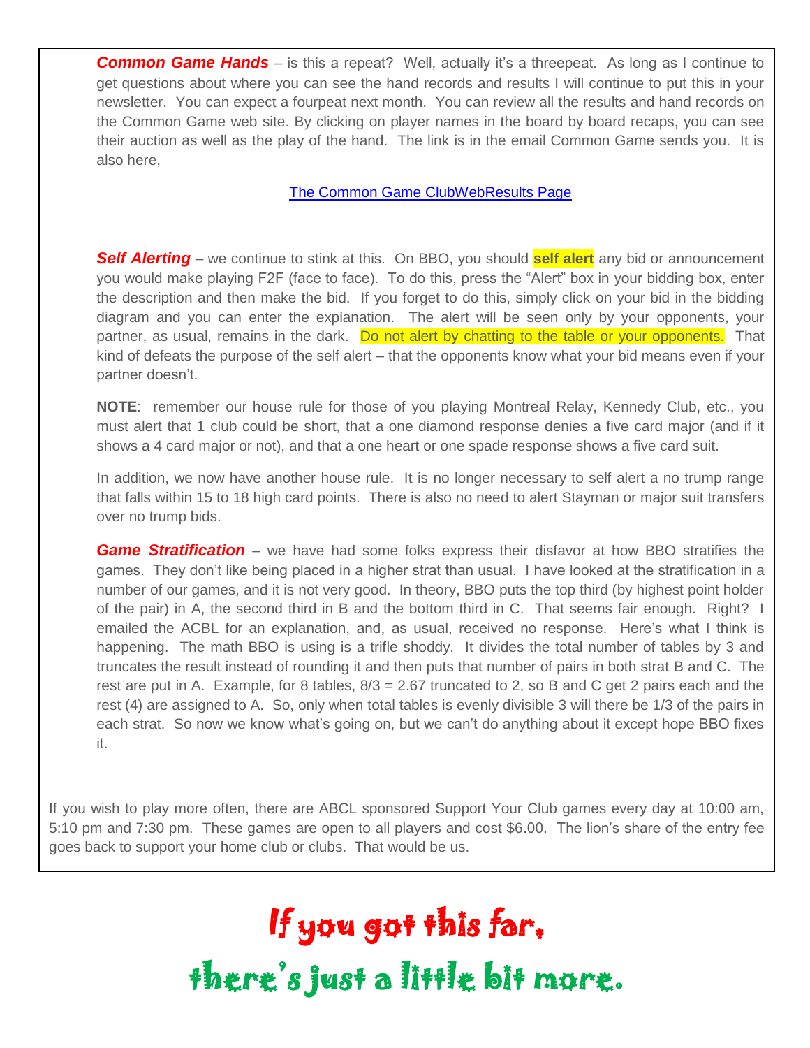***Common Game Hands*** – is this a repeat? Well, actually it's a threepeat. As long as I continue to get questions about where you can see the hand records and results I will continue to put this in your newsletter. You can expect a fourpeat next month. You can review all the results and hand records on the Common Game web site. By clicking on player names in the board by board recaps, you can see their auction as well as the play of the hand. The link is in the email Common Game sends you. It is also here,

The Common Game ClubWebResults Page

***Self Alerting*** – we continue to stink at this. On BBO, you should **self alert** any bid or announcement you would make playing F2F (face to face). To do this, press the "Alert" box in your bidding box, enter the description and then make the bid. If you forget to do this, simply click on your bid in the bidding diagram and you can enter the explanation. The alert will be seen only by your opponents, your partner, as usual, remains in the dark. Do not alert by chatting to the table or your opponents. That kind of defeats the purpose of the self alert – that the opponents know what your bid means even if your partner doesn't.

**NOTE**: remember our house rule for those of you playing Montreal Relay, Kennedy Club, etc., you must alert that 1 club could be short, that a one diamond response denies a five card major (and if it shows a 4 card major or not), and that a one heart or one spade response shows a five card suit.

In addition, we now have another house rule. It is no longer necessary to self alert a no trump range that falls within 15 to 18 high card points. There is also no need to alert Stayman or major suit transfers over no trump bids.

***Game Stratification*** – we have had some folks express their disfavor at how BBO stratifies the games. They don't like being placed in a higher strat than usual. I have looked at the stratification in a number of our games, and it is not very good. In theory, BBO puts the top third (by highest point holder of the pair) in A, the second third in B and the bottom third in C. That seems fair enough. Right? I emailed the ACBL for an explanation, and, as usual, received no response. Here's what I think is happening. The math BBO is using is a trifle shoddy. It divides the total number of tables by 3 and truncates the result instead of rounding it and then puts that number of pairs in both strat B and C. The rest are put in A. Example, for 8 tables, 8/3 = 2.67 truncated to 2, so B and C get 2 pairs each and the rest (4) are assigned to A. So, only when total tables is evenly divisible 3 will there be 1/3 of the pairs in each strat. So now we know what's going on, but we can't do anything about it except hope BBO fixes it.

If you wish to play more often, there are ABCL sponsored Support Your Club games every day at 10:00 am, 5:10 pm and 7:30 pm. These games are open to all players and cost $6.00. The lion's share of the entry fee goes back to support your home club or clubs. That would be us.

If you got this far,

there's just a little bit more.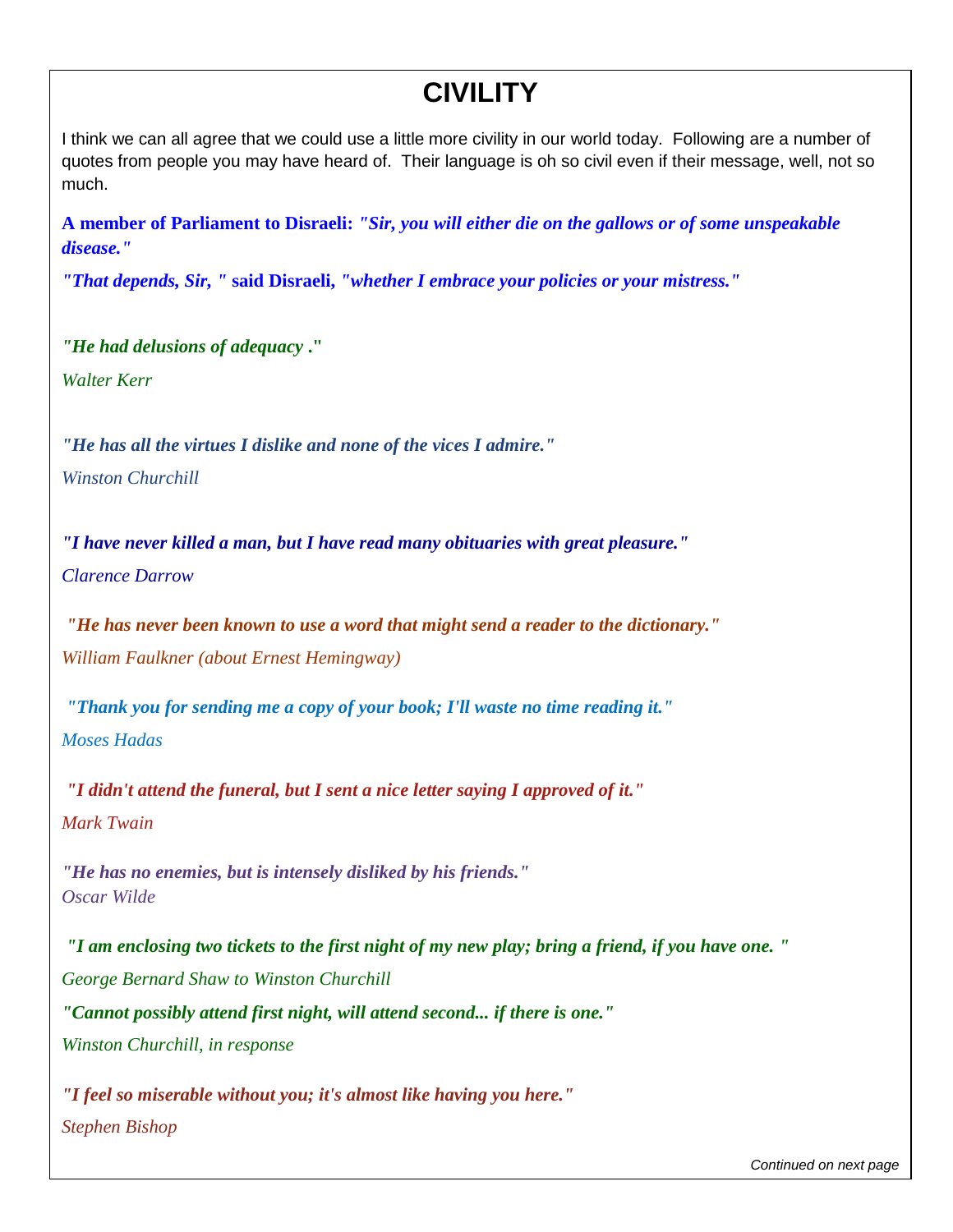# CIVILITY

I think we can all agree that we could use a little more civility in our world today. Following are a number of quotes from people you may have heard of. Their language is oh so civil even if their message, well, not so much.

**A member of Parliament to Disraeli:** ***"Sir, you will either die on the gallows or of some unspeakable disease."***

***"That depends, Sir, "*** **said Disraeli,** ***"whether I embrace your policies or your mistress."***

***"He had delusions of adequacy ."***

*Walter Kerr*

***"He has all the virtues I dislike and none of the vices I admire."***

*Winston Churchill*

***"I have never killed a man, but I have read many obituaries with great pleasure."***

*Clarence Darrow*

***"He has never been known to use a word that might send a reader to the dictionary."***

*William Faulkner (about Ernest Hemingway)*

***"Thank you for sending me a copy of your book; I'll waste no time reading it."***

*Moses Hadas*

***"I didn't attend the funeral, but I sent a nice letter saying I approved of it."***

*Mark Twain*

***"He has no enemies, but is intensely disliked by his friends."***

*Oscar Wilde*

***"I am enclosing two tickets to the first night of my new play; bring a friend, if you have one. "***

*George Bernard Shaw to Winston Churchill*

***"Cannot possibly attend first night, will attend second... if there is one."***

*Winston Churchill, in response*

***"I feel so miserable without you; it's almost like having you here."***

*Stephen Bishop*

*Continued on next page*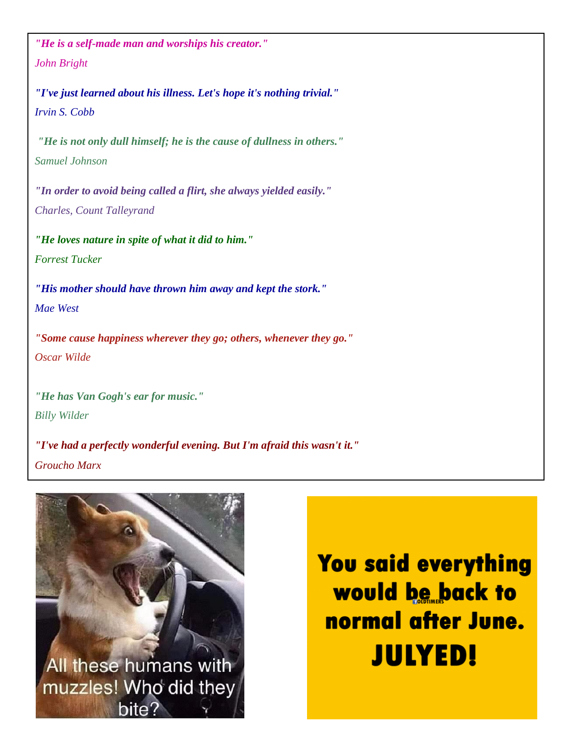***"He is a self-made man and worships his creator."***

*John Bright*

***"I've just learned about his illness. Let's hope it's nothing trivial."***

*Irvin S. Cobb*

***"He is not only dull himself; he is the cause of dullness in others."***

*Samuel Johnson*

***"In order to avoid being called a flirt, she always yielded easily."***

*Charles, Count Talleyrand*

***"He loves nature in spite of what it did to him."***

*Forrest Tucker*

***"His mother should have thrown him away and kept the stork."***

*Mae West*

***"Some cause happiness wherever they go; others, whenever they go."***

*Oscar Wilde*

***"He has Van Gogh's ear for music."***

*Billy Wilder*

***"I've had a perfectly wonderful evening. But I'm afraid this wasn't it."***

*Groucho Marx*

All these humans with muzzles! Who did they bite?

You said everything would be back to normal after June.

**JULYED!**